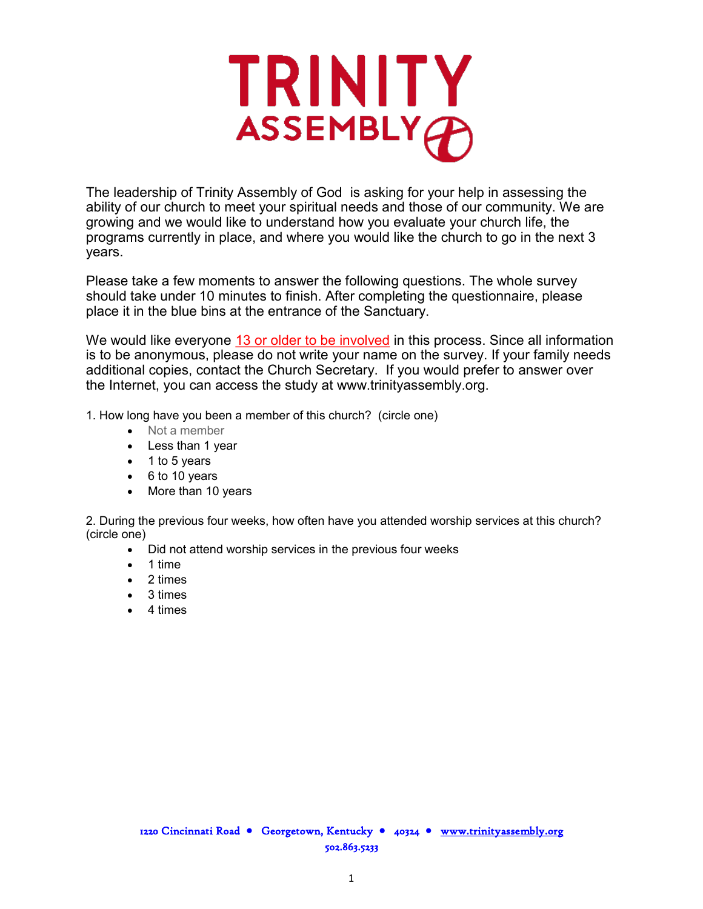# TRINITY ASSEMBLY

The leadership of Trinity Assembly of God is asking for your help in assessing the ability of our church to meet your spiritual needs and those of our community. We are growing and we would like to understand how you evaluate your church life, the programs currently in place, and where you would like the church to go in the next 3 years.

Please take a few moments to answer the following questions. The whole survey should take under 10 minutes to finish. After completing the questionnaire, please place it in the blue bins at the entrance of the Sanctuary.

We would like everyone 13 or older to be involved in this process. Since all information is to be anonymous, please do not write your name on the survey. If your family needs additional copies, contact the Church Secretary. If you would prefer to answer over the Internet, you can access the study at www.trinityassembly.org.

1. How long have you been a member of this church? (circle one)
   - Not a member
   - Less than 1 year
   - 1 to 5 years
   - 6 to 10 years
   - More than 10 years

2. During the previous four weeks, how often have you attended worship services at this church? (circle one)
   - Did not attend worship services in the previous four weeks
   - 1 time
   - 2 times
   - 3 times
   - 4 times

1220 Cincinnati Road • Georgetown, Kentucky • 40324 • www.trinityassembly.org
502.863.5233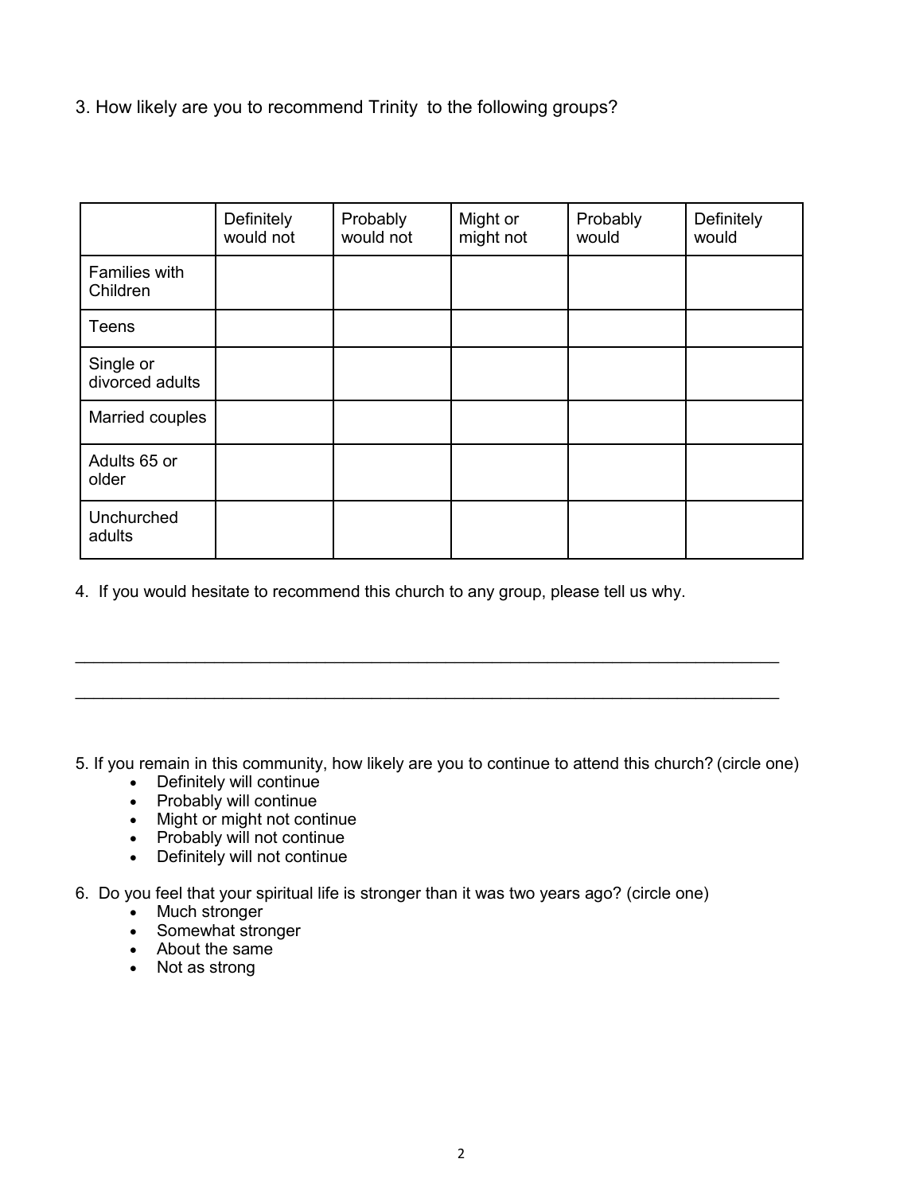3. How likely are you to recommend Trinity  to the following groups?

| | Definitely would not | Probably would not | Might or might not | Probably would | Definitely would |
|---|---|---|---|---|---|
| Families with Children | | | | | |
| Teens | | | | | |
| Single or divorced adults | | | | | |
| Married couples | | | | | |
| Adults 65 or older | | | | | |
| Unchurched adults | | | | | |

4. If you would hesitate to recommend this church to any group, please tell us why.

_____________________________________________________________________________

_____________________________________________________________________________

5. If you remain in this community, how likely are you to continue to attend this church? (circle one)

- Definitely will continue
- Probably will continue
- Might or might not continue
- Probably will not continue
- Definitely will not continue

6. Do you feel that your spiritual life is stronger than it was two years ago? (circle one)

- Much stronger
- Somewhat stronger
- About the same
- Not as strong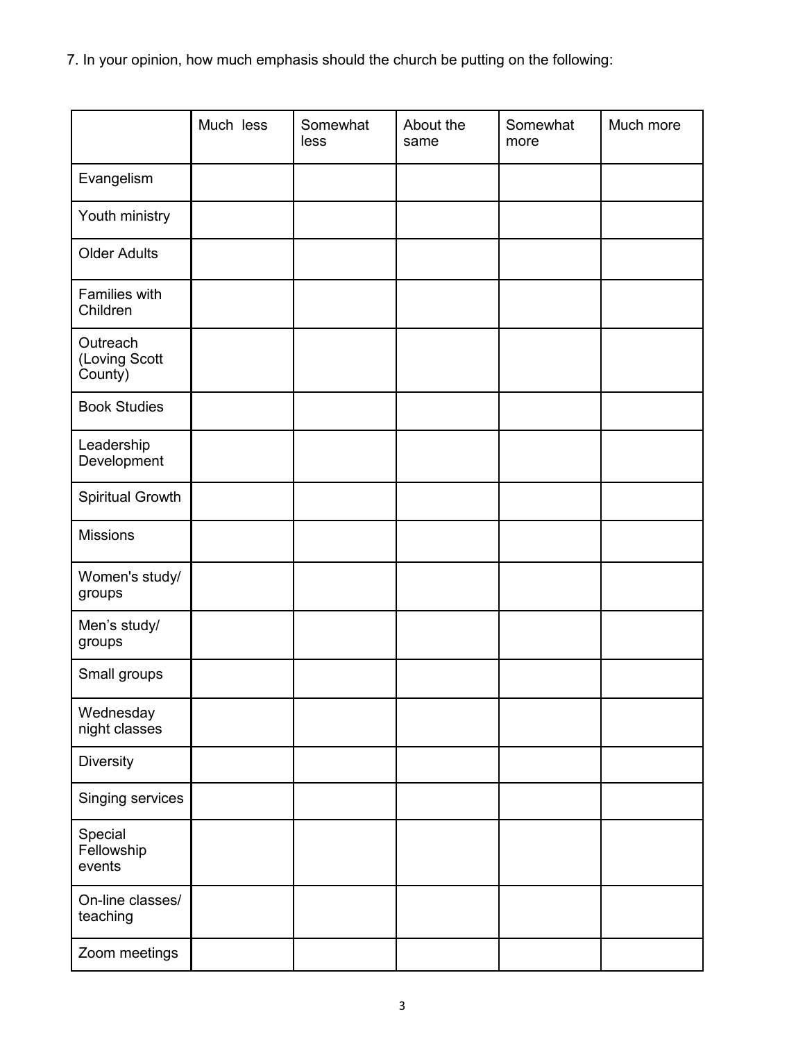7. In your opinion, how much emphasis should the church be putting on the following:

| | Much less | Somewhat less | About the same | Somewhat more | Much more |
|---|---|---|---|---|---|
| Evangelism | | | | | |
| Youth ministry | | | | | |
| Older Adults | | | | | |
| Families with Children | | | | | |
| Outreach (Loving Scott County) | | | | | |
| Book Studies | | | | | |
| Leadership Development | | | | | |
| Spiritual Growth | | | | | |
| Missions | | | | | |
| Women's study/ groups | | | | | |
| Men's study/ groups | | | | | |
| Small groups | | | | | |
| Wednesday night classes | | | | | |
| Diversity | | | | | |
| Singing services | | | | | |
| Special Fellowship events | | | | | |
| On-line classes/ teaching | | | | | |
| Zoom meetings | | | | | |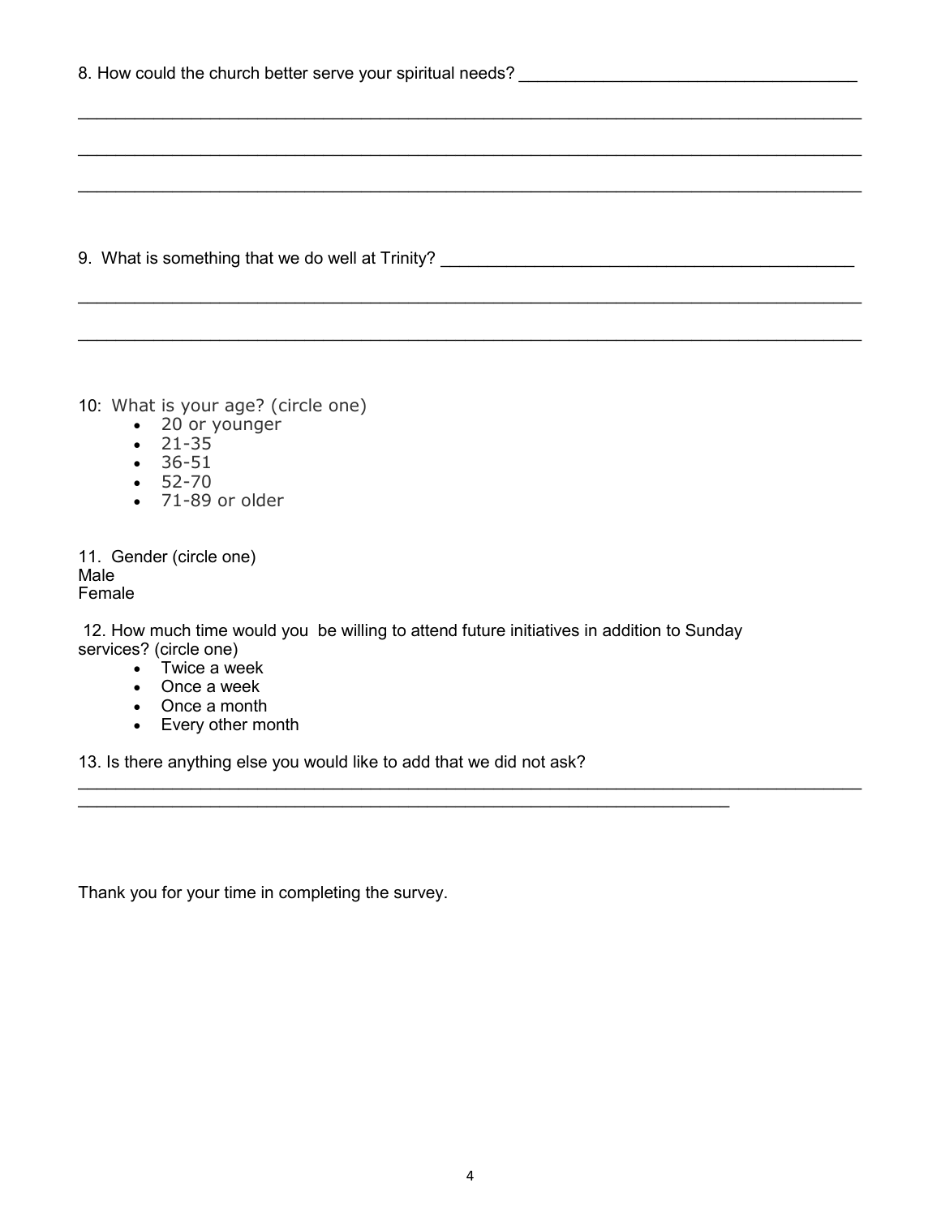8. How could the church better serve your spiritual needs? ___________________________________

______________________________________________________________________________

______________________________________________________________________________

______________________________________________________________________________

9. What is something that we do well at Trinity? _____________________________________________

______________________________________________________________________________

______________________________________________________________________________

10: What is your age? (circle one)

- 20 or younger
- 21-35
- 36-51
- 52-70
- 71-89 or older

11. Gender (circle one)
Male
Female

12. How much time would you be willing to attend future initiatives in addition to Sunday services? (circle one)

- Twice a week
- Once a week
- Once a month
- Every other month

13. Is there anything else you would like to add that we did not ask?
______________________________________________________________________________
_______________________________________________________________________

Thank you for your time in completing the survey.